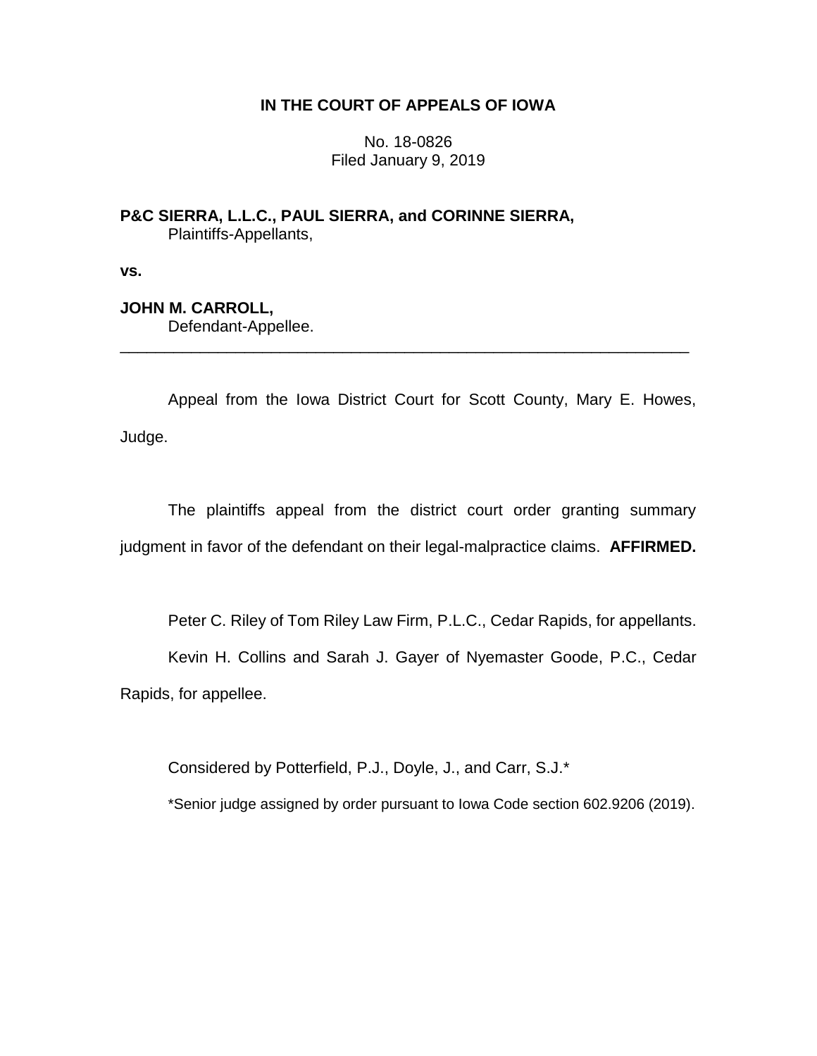# IN THE COURT OF APPEALS OF IOWA

No. 18-0826
Filed January 9, 2019

**P&C SIERRA, L.L.C., PAUL SIERRA, and CORINNE SIERRA,**
Plaintiffs-Appellants,

**vs.**

**JOHN M. CARROLL,**
Defendant-Appellee.

---

Appeal from the Iowa District Court for Scott County, Mary E. Howes, Judge.

The plaintiffs appeal from the district court order granting summary judgment in favor of the defendant on their legal-malpractice claims. **AFFIRMED.**

Peter C. Riley of Tom Riley Law Firm, P.L.C., Cedar Rapids, for appellants.

Kevin H. Collins and Sarah J. Gayer of Nyemaster Goode, P.C., Cedar Rapids, for appellee.

Considered by Potterfield, P.J., Doyle, J., and Carr, S.J.*

*Senior judge assigned by order pursuant to Iowa Code section 602.9206 (2019).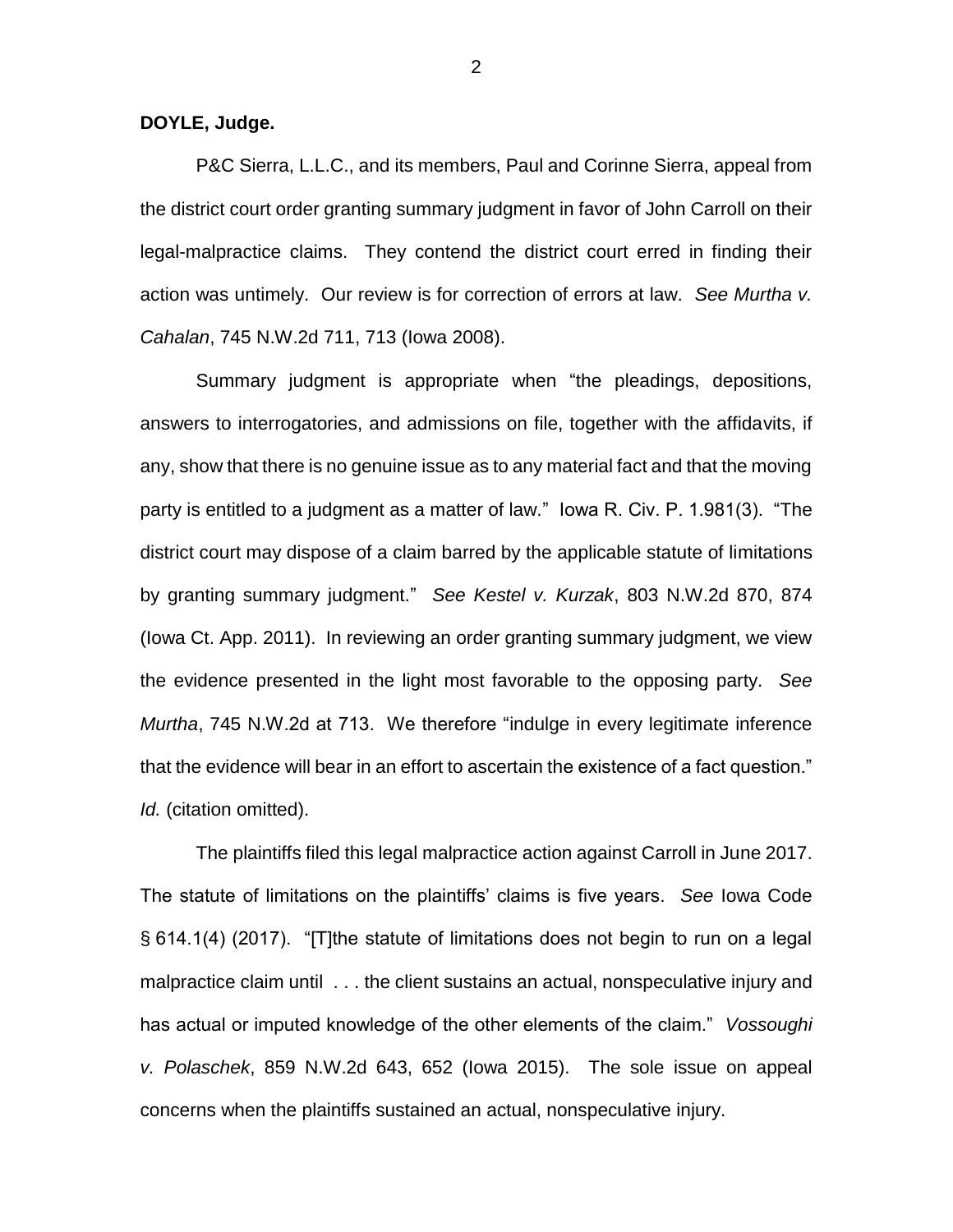**DOYLE, Judge.**

P&C Sierra, L.L.C., and its members, Paul and Corinne Sierra, appeal from the district court order granting summary judgment in favor of John Carroll on their legal-malpractice claims. They contend the district court erred in finding their action was untimely. Our review is for correction of errors at law. *See Murtha v. Cahalan*, 745 N.W.2d 711, 713 (Iowa 2008).

Summary judgment is appropriate when "the pleadings, depositions, answers to interrogatories, and admissions on file, together with the affidavits, if any, show that there is no genuine issue as to any material fact and that the moving party is entitled to a judgment as a matter of law." Iowa R. Civ. P. 1.981(3). "The district court may dispose of a claim barred by the applicable statute of limitations by granting summary judgment." *See Kestel v. Kurzak*, 803 N.W.2d 870, 874 (Iowa Ct. App. 2011). In reviewing an order granting summary judgment, we view the evidence presented in the light most favorable to the opposing party. *See Murtha*, 745 N.W.2d at 713. We therefore "indulge in every legitimate inference that the evidence will bear in an effort to ascertain the existence of a fact question." *Id.* (citation omitted).

The plaintiffs filed this legal malpractice action against Carroll in June 2017. The statute of limitations on the plaintiffs' claims is five years. *See* Iowa Code § 614.1(4) (2017). "[T]the statute of limitations does not begin to run on a legal malpractice claim until . . . the client sustains an actual, nonspeculative injury and has actual or imputed knowledge of the other elements of the claim." *Vossoughi v. Polaschek*, 859 N.W.2d 643, 652 (Iowa 2015). The sole issue on appeal concerns when the plaintiffs sustained an actual, nonspeculative injury.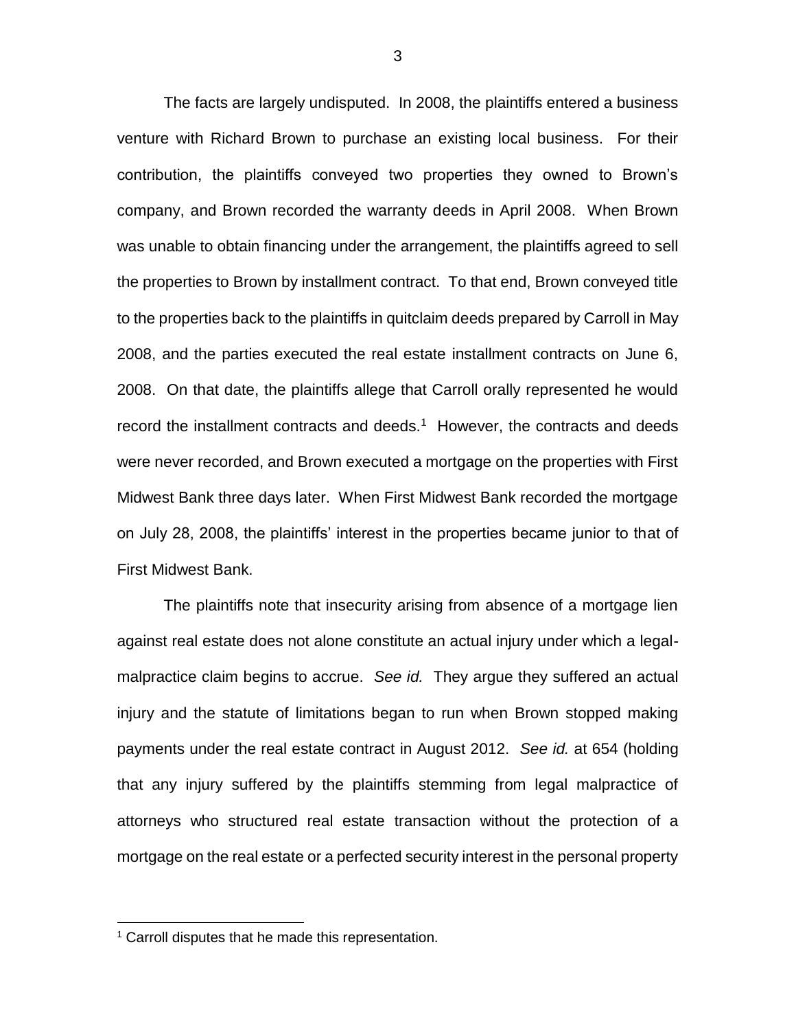The facts are largely undisputed. In 2008, the plaintiffs entered a business venture with Richard Brown to purchase an existing local business. For their contribution, the plaintiffs conveyed two properties they owned to Brown's company, and Brown recorded the warranty deeds in April 2008. When Brown was unable to obtain financing under the arrangement, the plaintiffs agreed to sell the properties to Brown by installment contract. To that end, Brown conveyed title to the properties back to the plaintiffs in quitclaim deeds prepared by Carroll in May 2008, and the parties executed the real estate installment contracts on June 6, 2008. On that date, the plaintiffs allege that Carroll orally represented he would record the installment contracts and deeds.[1] However, the contracts and deeds were never recorded, and Brown executed a mortgage on the properties with First Midwest Bank three days later. When First Midwest Bank recorded the mortgage on July 28, 2008, the plaintiffs' interest in the properties became junior to that of First Midwest Bank.

The plaintiffs note that insecurity arising from absence of a mortgage lien against real estate does not alone constitute an actual injury under which a legal-malpractice claim begins to accrue. *See id.* They argue they suffered an actual injury and the statute of limitations began to run when Brown stopped making payments under the real estate contract in August 2012. *See id.* at 654 (holding that any injury suffered by the plaintiffs stemming from legal malpractice of attorneys who structured real estate transaction without the protection of a mortgage on the real estate or a perfected security interest in the personal property

[1] Carroll disputes that he made this representation.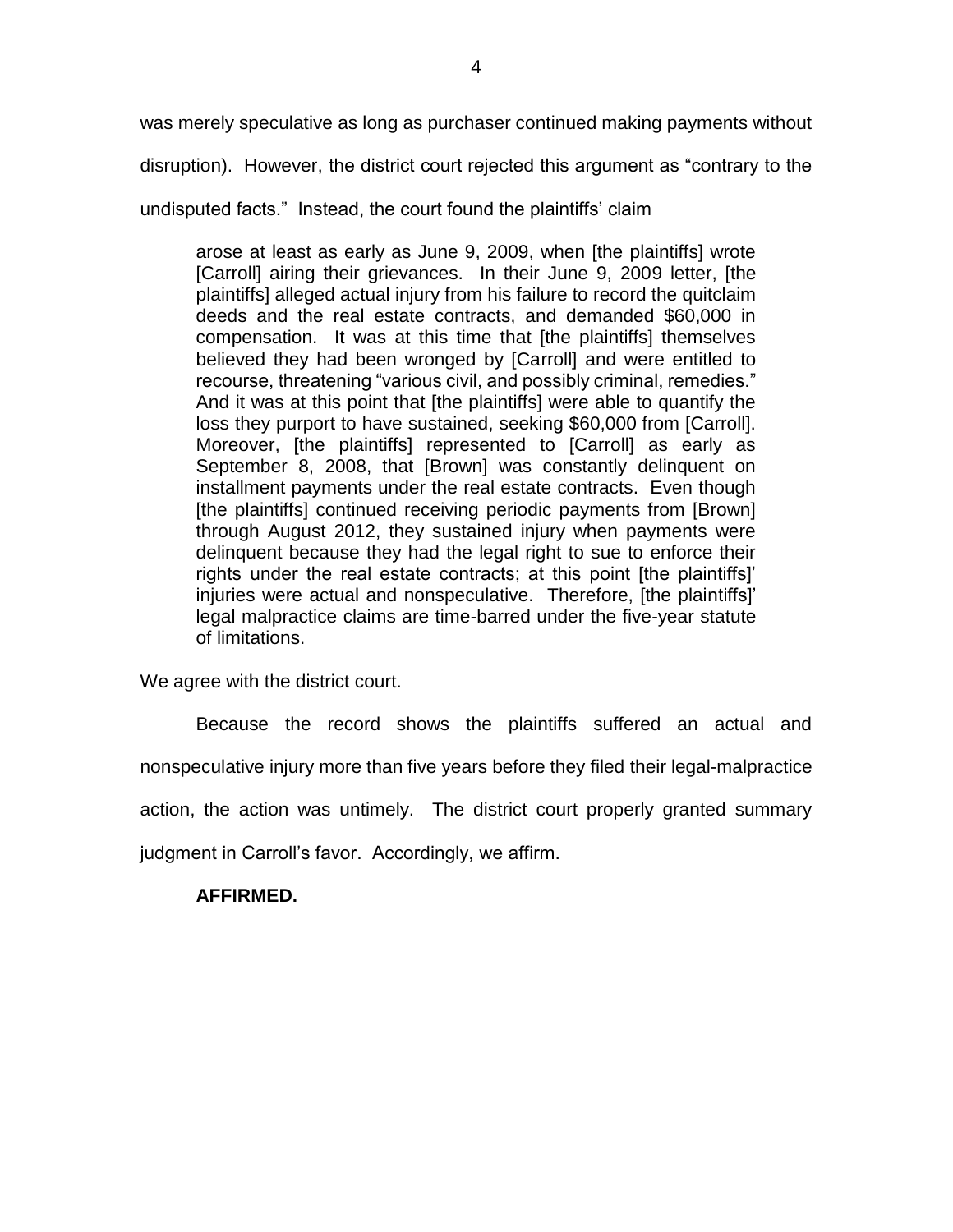was merely speculative as long as purchaser continued making payments without disruption). However, the district court rejected this argument as "contrary to the undisputed facts." Instead, the court found the plaintiffs' claim

> arose at least as early as June 9, 2009, when [the plaintiffs] wrote [Carroll] airing their grievances. In their June 9, 2009 letter, [the plaintiffs] alleged actual injury from his failure to record the quitclaim deeds and the real estate contracts, and demanded $60,000 in compensation. It was at this time that [the plaintiffs] themselves believed they had been wronged by [Carroll] and were entitled to recourse, threatening "various civil, and possibly criminal, remedies." And it was at this point that [the plaintiffs] were able to quantify the loss they purport to have sustained, seeking $60,000 from [Carroll]. Moreover, [the plaintiffs] represented to [Carroll] as early as September 8, 2008, that [Brown] was constantly delinquent on installment payments under the real estate contracts. Even though [the plaintiffs] continued receiving periodic payments from [Brown] through August 2012, they sustained injury when payments were delinquent because they had the legal right to sue to enforce their rights under the real estate contracts; at this point [the plaintiffs]' injuries were actual and nonspeculative. Therefore, [the plaintiffs]' legal malpractice claims are time-barred under the five-year statute of limitations.

We agree with the district court.

Because the record shows the plaintiffs suffered an actual and nonspeculative injury more than five years before they filed their legal-malpractice action, the action was untimely. The district court properly granted summary judgment in Carroll's favor. Accordingly, we affirm.

**AFFIRMED.**